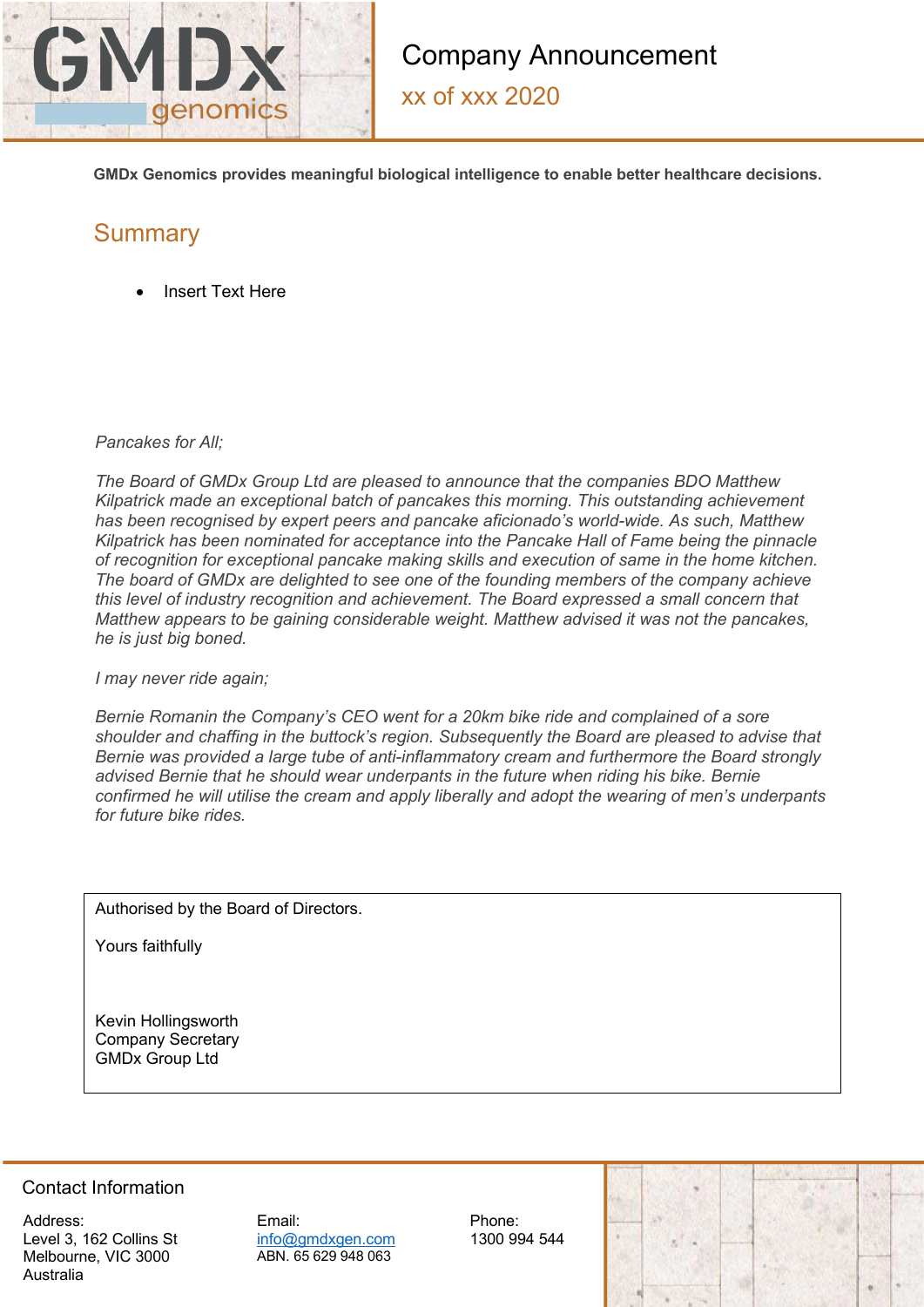# Company Announcement

xx of xxx 2020

**GMDx Genomics provides meaningful biological intelligence to enable better healthcare decisions.**

## Summary

- Insert Text Here

*Pancakes for All;*

*The Board of GMDx Group Ltd are pleased to announce that the companies BDO Matthew Kilpatrick made an exceptional batch of pancakes this morning. This outstanding achievement has been recognised by expert peers and pancake aficionado's world-wide. As such, Matthew Kilpatrick has been nominated for acceptance into the Pancake Hall of Fame being the pinnacle of recognition for exceptional pancake making skills and execution of same in the home kitchen. The board of GMDx are delighted to see one of the founding members of the company achieve this level of industry recognition and achievement. The Board expressed a small concern that Matthew appears to be gaining considerable weight. Matthew advised it was not the pancakes, he is just big boned.*

*I may never ride again;*

*Bernie Romanin the Company's CEO went for a 20km bike ride and complained of a sore shoulder and chaffing in the buttock's region. Subsequently the Board are pleased to advise that Bernie was provided a large tube of anti-inflammatory cream and furthermore the Board strongly advised Bernie that he should wear underpants in the future when riding his bike. Bernie confirmed he will utilise the cream and apply liberally and adopt the wearing of men's underpants for future bike rides.*

Authorised by the Board of Directors.

Yours faithfully

Kevin Hollingsworth
Company Secretary
GMDx Group Ltd

Contact Information

Address:
Level 3, 162 Collins St
Melbourne, VIC 3000
Australia

Email:
info@gmdxgen.com
ABN. 65 629 948 063

Phone:
1300 994 544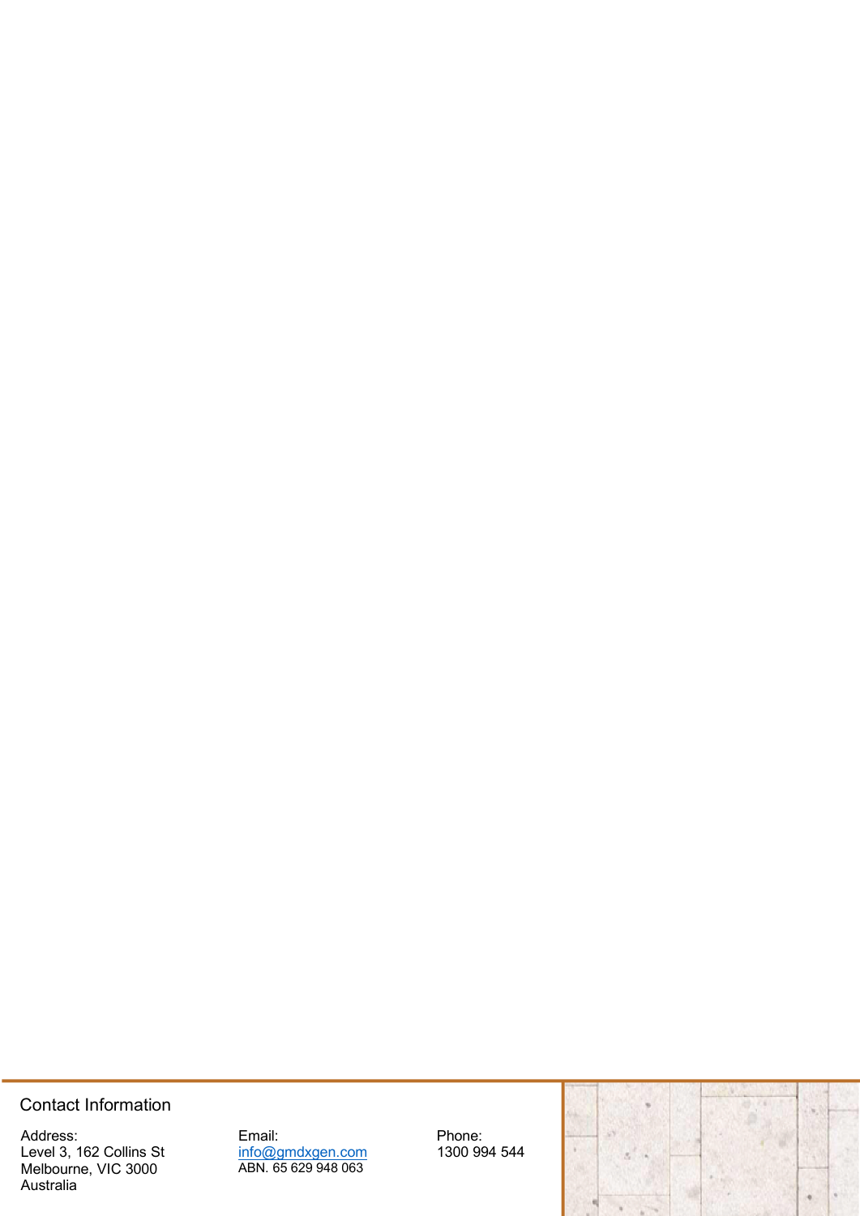## Contact Information

Address:
Level 3, 162 Collins St
Melbourne, VIC 3000
Australia

Email:
info@gmdxgen.com
ABN. 65 629 948 063

Phone:
1300 994 544